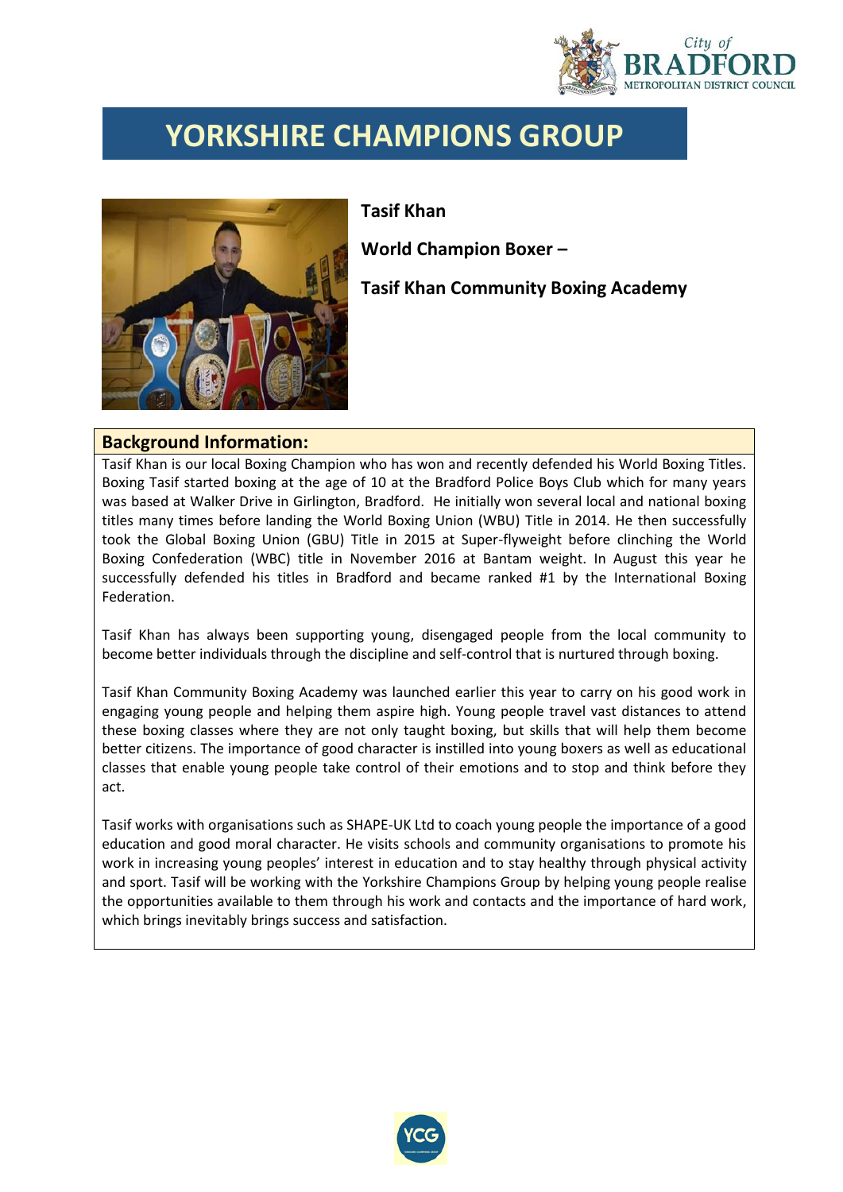# YORKSHIRE CHAMPIONS GROUP

**Tasif Khan**

**World Champion Boxer –**

**Tasif Khan Community Boxing Academy**

## Background Information:

Tasif Khan is our local Boxing Champion who has won and recently defended his World Boxing Titles. Boxing Tasif started boxing at the age of 10 at the Bradford Police Boys Club which for many years was based at Walker Drive in Girlington, Bradford. He initially won several local and national boxing titles many times before landing the World Boxing Union (WBU) Title in 2014. He then successfully took the Global Boxing Union (GBU) Title in 2015 at Super-flyweight before clinching the World Boxing Confederation (WBC) title in November 2016 at Bantam weight. In August this year he successfully defended his titles in Bradford and became ranked #1 by the International Boxing Federation.

Tasif Khan has always been supporting young, disengaged people from the local community to become better individuals through the discipline and self-control that is nurtured through boxing.

Tasif Khan Community Boxing Academy was launched earlier this year to carry on his good work in engaging young people and helping them aspire high. Young people travel vast distances to attend these boxing classes where they are not only taught boxing, but skills that will help them become better citizens. The importance of good character is instilled into young boxers as well as educational classes that enable young people take control of their emotions and to stop and think before they act.

Tasif works with organisations such as SHAPE-UK Ltd to coach young people the importance of a good education and good moral character. He visits schools and community organisations to promote his work in increasing young peoples' interest in education and to stay healthy through physical activity and sport. Tasif will be working with the Yorkshire Champions Group by helping young people realise the opportunities available to them through his work and contacts and the importance of hard work, which brings inevitably brings success and satisfaction.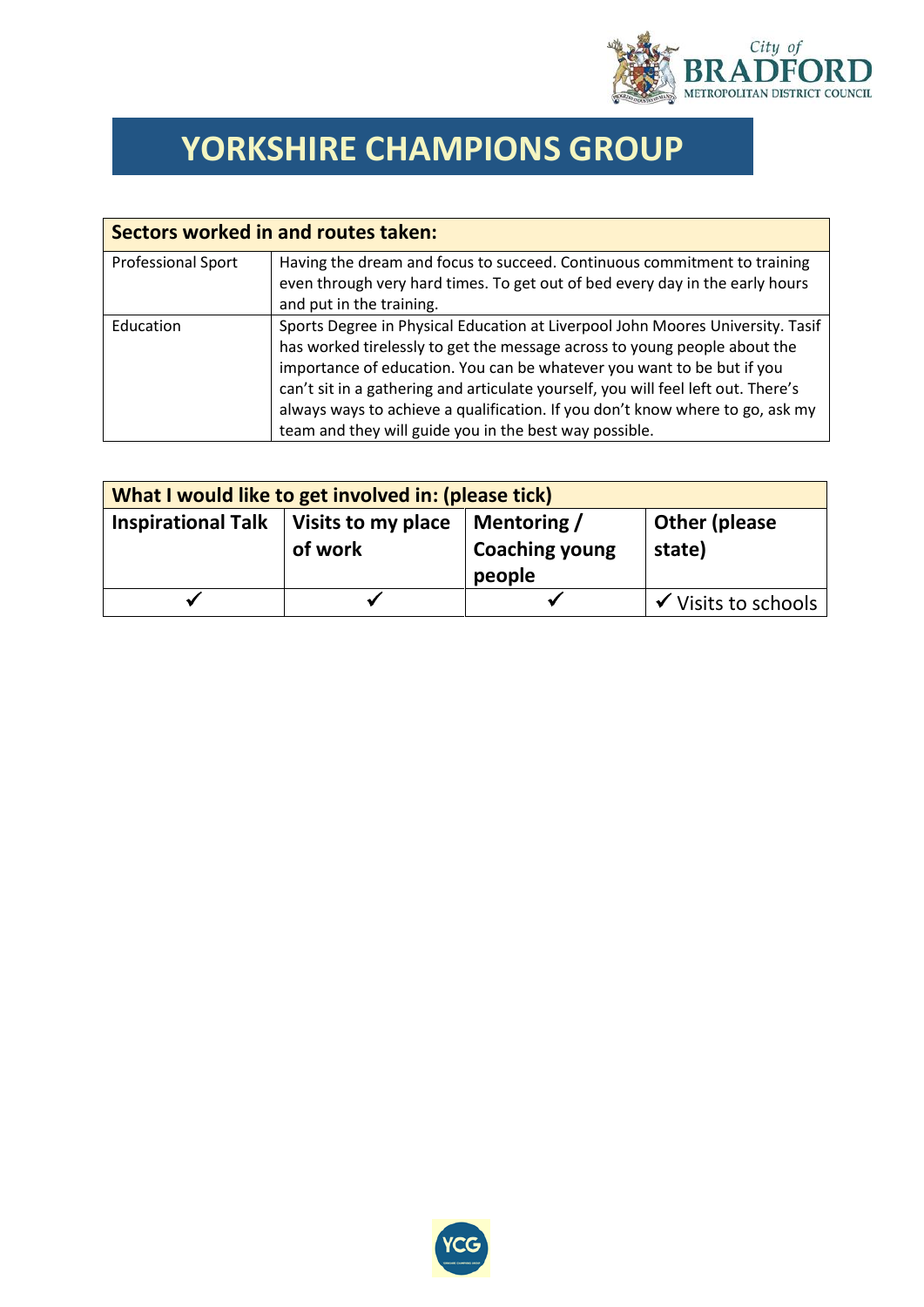# YORKSHIRE CHAMPIONS GROUP

| Sectors worked in and routes taken: | |
|---|---|
| Professional Sport | Having the dream and focus to succeed. Continuous commitment to training even through very hard times. To get out of bed every day in the early hours and put in the training. |
| Education | Sports Degree in Physical Education at Liverpool John Moores University. Tasif has worked tirelessly to get the message across to young people about the importance of education. You can be whatever you want to be but if you can't sit in a gathering and articulate yourself, you will feel left out. There's always ways to achieve a qualification. If you don't know where to go, ask my team and they will guide you in the best way possible. |

| What I would like to get involved in: (please tick) | | | |
|---|---|---|---|
| **Inspirational Talk** | **Visits to my place of work** | **Mentoring / Coaching young people** | **Other (please state)** |
| ✓ | ✓ | ✓ | ✓ Visits to schools |